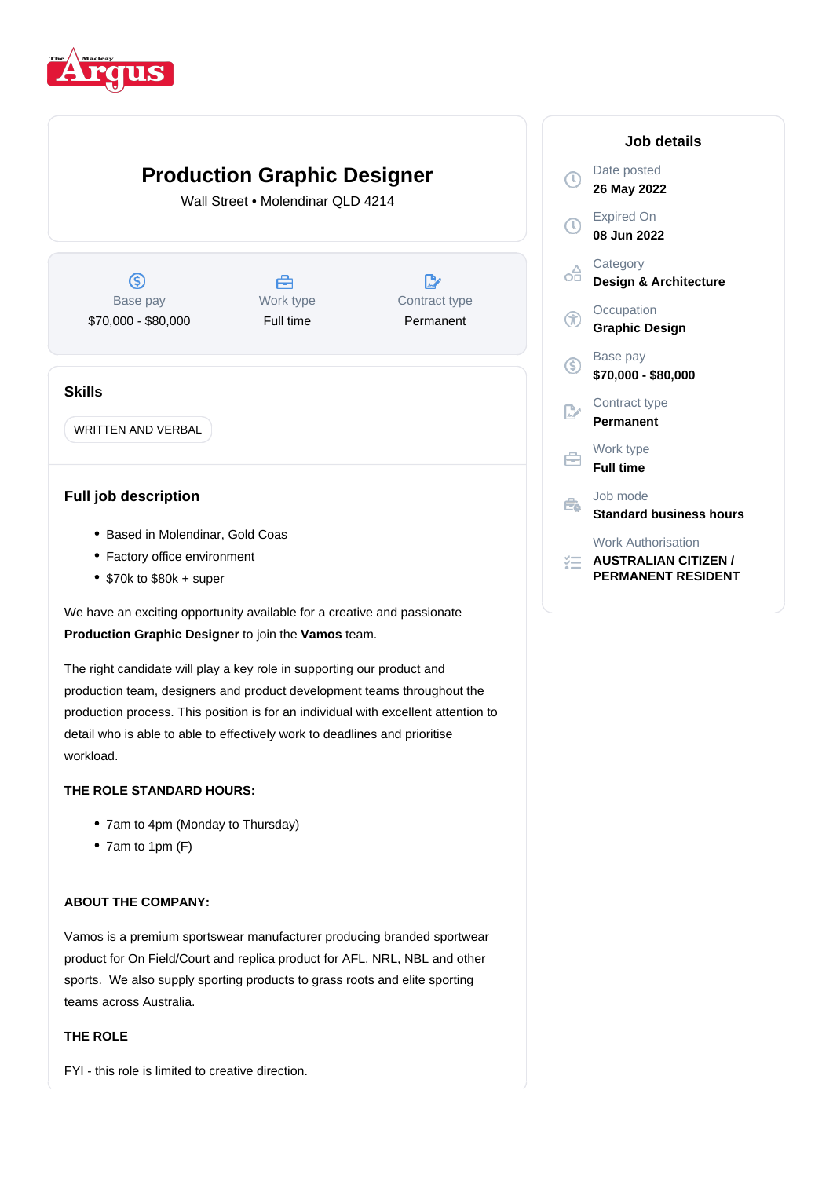# Production Graphic Designer

Wall Street • Molendinar QLD 4214

| Base pay | Work type | Contract type |
|---|---|---|
| $70,000 - $80,000 | Full time | Permanent |

## Skills

WRITTEN AND VERBAL

## Full job description

- Based in Molendinar, Gold Coas
- Factory office environment
- $70k to $80k + super

We have an exciting opportunity available for a creative and passionate **Production Graphic Designer** to join the **Vamos** team.

The right candidate will play a key role in supporting our product and production team, designers and product development teams throughout the production process. This position is for an individual with excellent attention to detail who is able to able to effectively work to deadlines and prioritise workload.

**THE ROLE STANDARD HOURS:**

- 7am to 4pm (Monday to Thursday)
- 7am to 1pm (F)

**ABOUT THE COMPANY:**

Vamos is a premium sportswear manufacturer producing branded sportwear product for On Field/Court and replica product for AFL, NRL, NBL and other sports. We also supply sporting products to grass roots and elite sporting teams across Australia.

**THE ROLE**

FYI - this role is limited to creative direction.

## Job details

Date posted
**26 May 2022**

Expired On
**08 Jun 2022**

Category
**Design & Architecture**

Occupation
**Graphic Design**

Base pay
**$70,000 - $80,000**

Contract type
**Permanent**

Work type
**Full time**

Job mode
**Standard business hours**

Work Authorisation
**AUSTRALIAN CITIZEN / PERMANENT RESIDENT**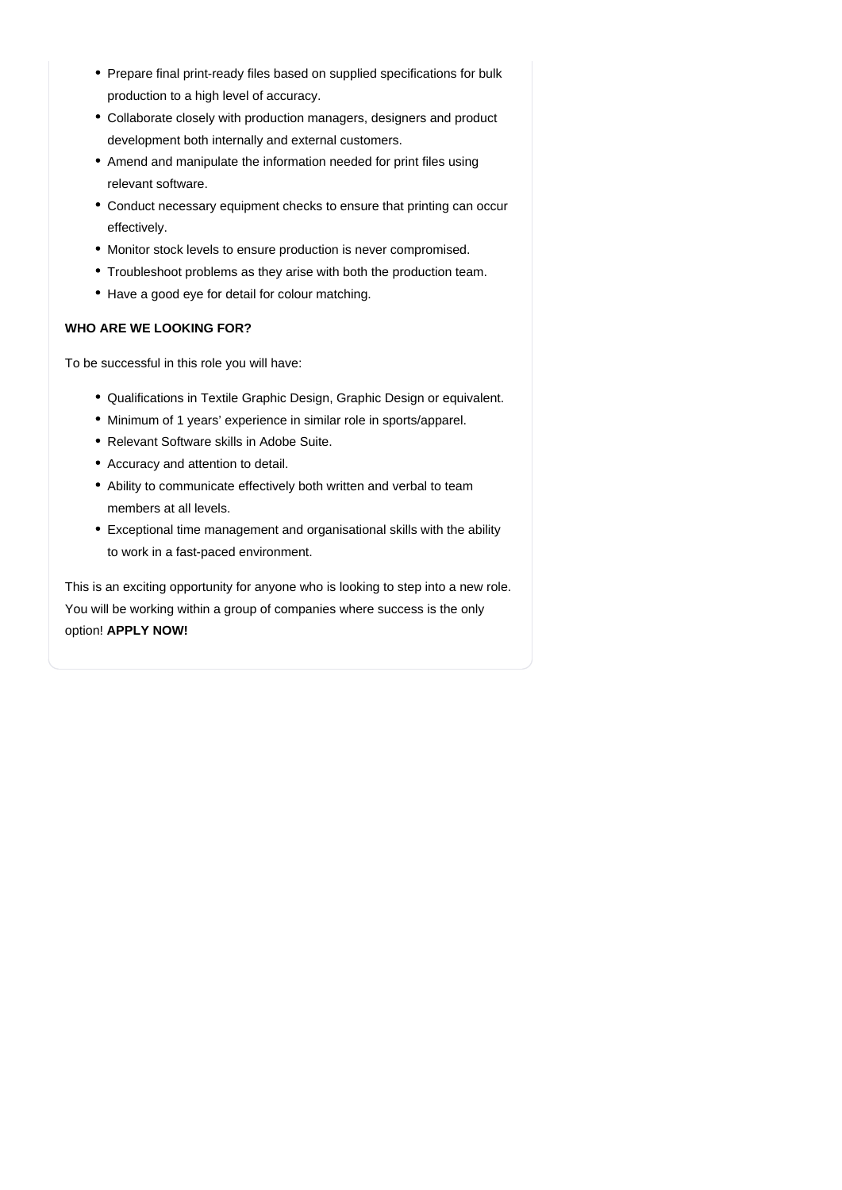- Prepare final print-ready files based on supplied specifications for bulk production to a high level of accuracy.
- Collaborate closely with production managers, designers and product development both internally and external customers.
- Amend and manipulate the information needed for print files using relevant software.
- Conduct necessary equipment checks to ensure that printing can occur effectively.
- Monitor stock levels to ensure production is never compromised.
- Troubleshoot problems as they arise with both the production team.
- Have a good eye for detail for colour matching.

**WHO ARE WE LOOKING FOR?**

To be successful in this role you will have:

- Qualifications in Textile Graphic Design, Graphic Design or equivalent.
- Minimum of 1 years' experience in similar role in sports/apparel.
- Relevant Software skills in Adobe Suite.
- Accuracy and attention to detail.
- Ability to communicate effectively both written and verbal to team members at all levels.
- Exceptional time management and organisational skills with the ability to work in a fast-paced environment.

This is an exciting opportunity for anyone who is looking to step into a new role. You will be working within a group of companies where success is the only option! **APPLY NOW!**